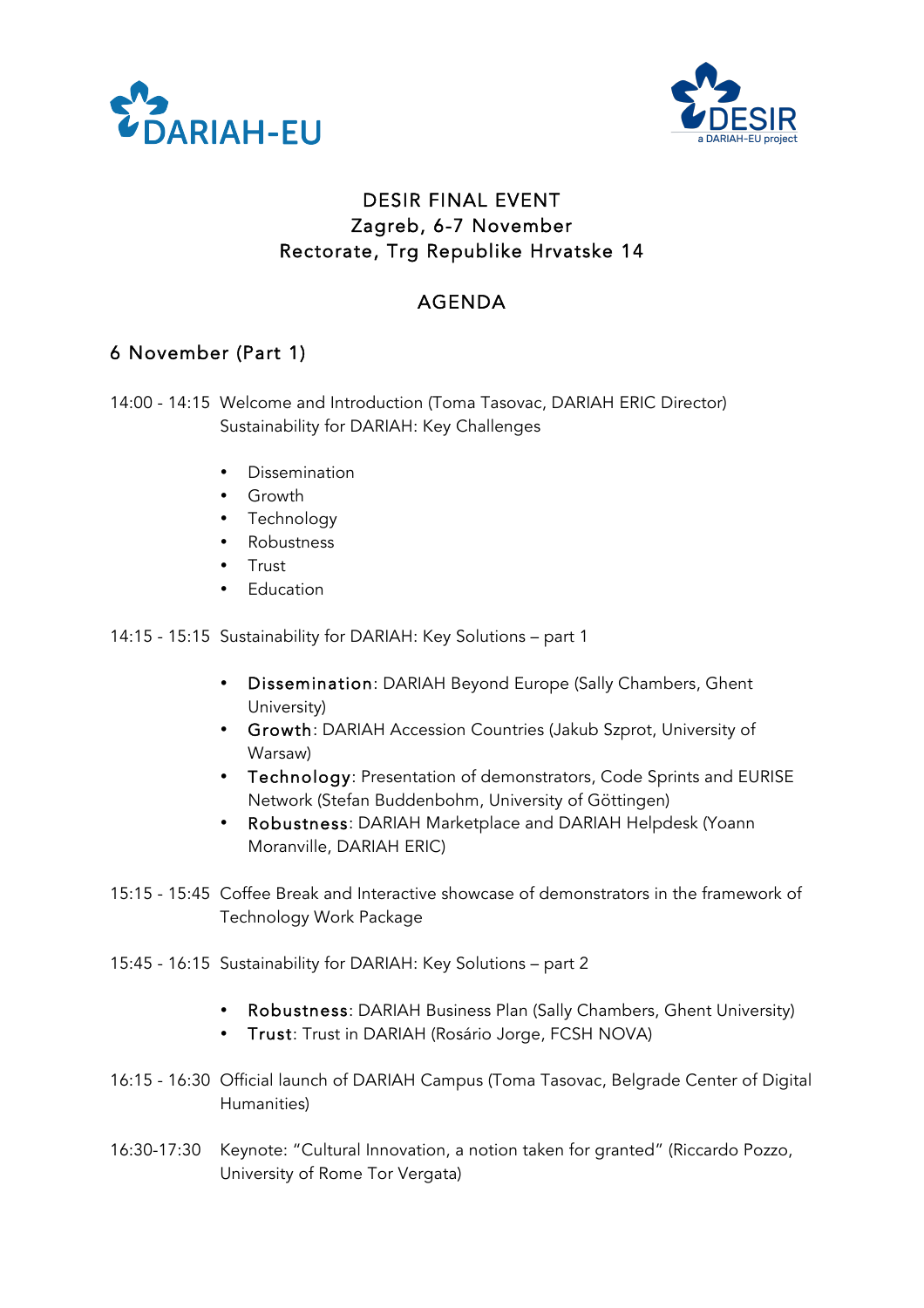# DESIR FINAL EVENT
## Zagreb, 6-7 November
## Rectorate, Trg Republike Hrvatske 14

## AGENDA

### 6 November (Part 1)

14:00 - 14:15 Welcome and Introduction (Toma Tasovac, DARIAH ERIC Director)
Sustainability for DARIAH: Key Challenges

- Dissemination
- Growth
- Technology
- Robustness
- Trust
- Education

14:15 - 15:15 Sustainability for DARIAH: Key Solutions – part 1

- Dissemination: DARIAH Beyond Europe (Sally Chambers, Ghent University)
- Growth: DARIAH Accession Countries (Jakub Szprot, University of Warsaw)
- Technology: Presentation of demonstrators, Code Sprints and EURISE Network (Stefan Buddenbohm, University of Göttingen)
- Robustness: DARIAH Marketplace and DARIAH Helpdesk (Yoann Moranville, DARIAH ERIC)

15:15 - 15:45 Coffee Break and Interactive showcase of demonstrators in the framework of Technology Work Package

15:45 - 16:15 Sustainability for DARIAH: Key Solutions – part 2

- Robustness: DARIAH Business Plan (Sally Chambers, Ghent University)
- Trust: Trust in DARIAH (Rosário Jorge, FCSH NOVA)

16:15 - 16:30 Official launch of DARIAH Campus (Toma Tasovac, Belgrade Center of Digital Humanities)

16:30-17:30 Keynote: "Cultural Innovation, a notion taken for granted" (Riccardo Pozzo, University of Rome Tor Vergata)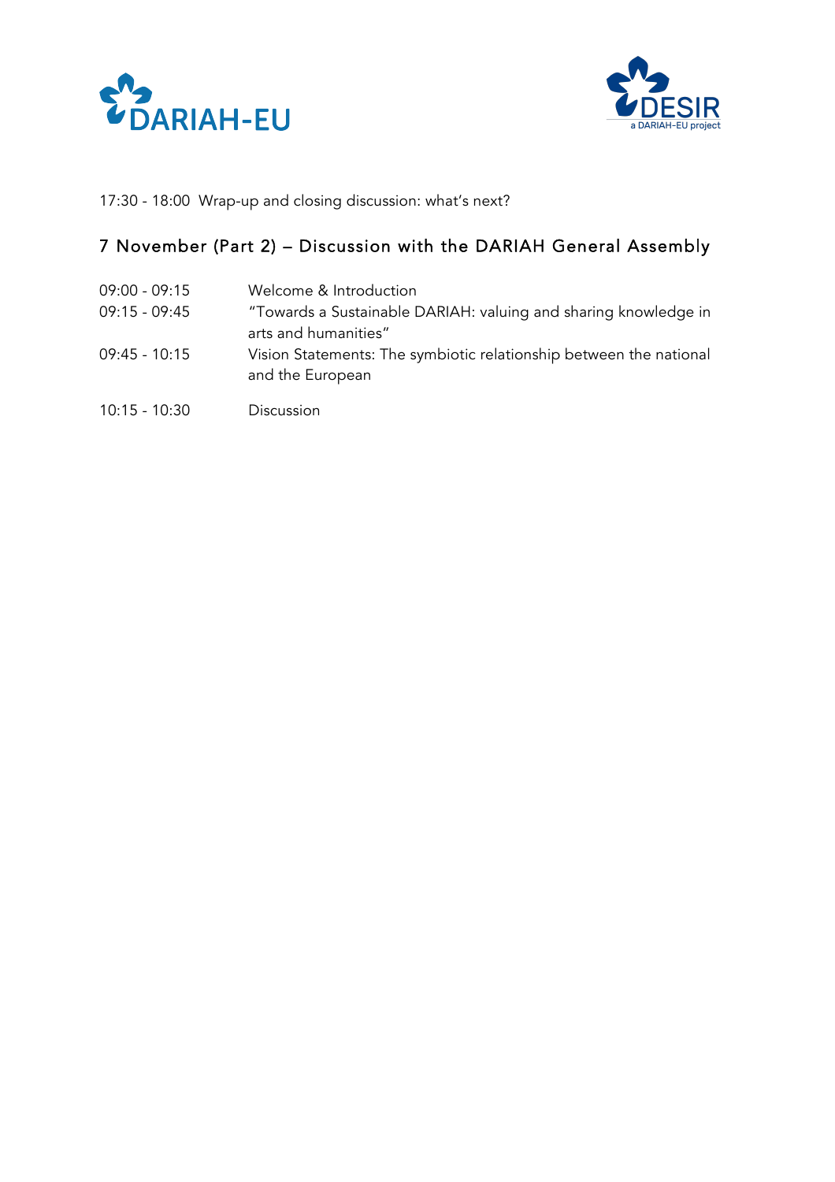17:30 - 18:00 Wrap-up and closing discussion: what's next?

## 7 November (Part 2) – Discussion with the DARIAH General Assembly

| | |
|---|---|
| 09:00 - 09:15 | Welcome & Introduction |
| 09:15 - 09:45 | "Towards a Sustainable DARIAH: valuing and sharing knowledge in arts and humanities" |
| 09:45 - 10:15 | Vision Statements: The symbiotic relationship between the national and the European |
| 10:15 - 10:30 | Discussion |